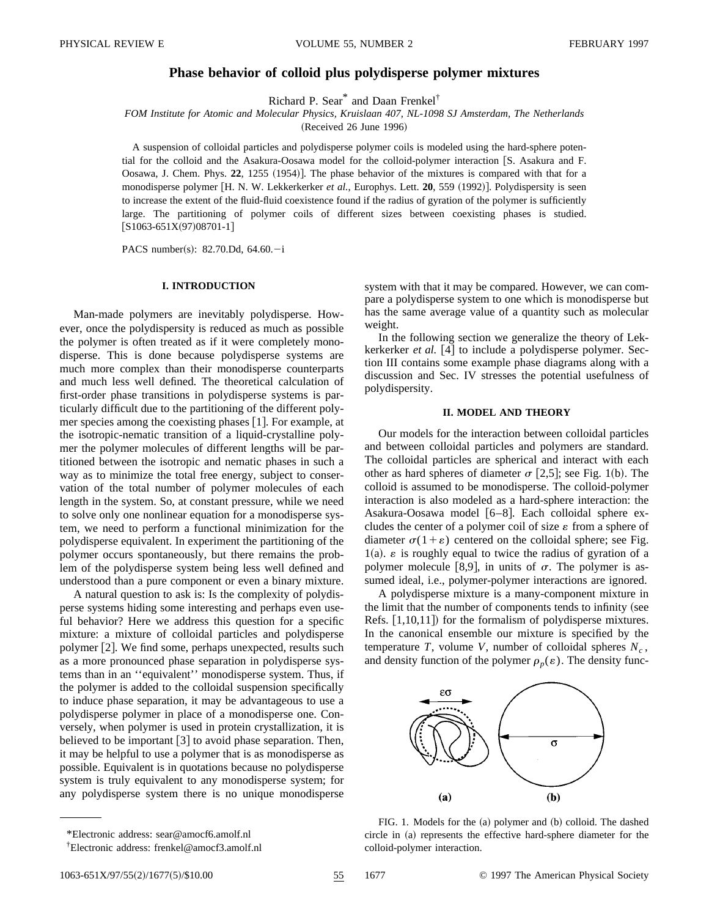# Phase behavior of colloid plus polydisperse polymer mixtures

Richard P. Sear* and Daan Frenkel†

*FOM Institute for Atomic and Molecular Physics, Kruislaan 407, NL-1098 SJ Amsterdam, The Netherlands*

(Received 26 June 1996)

A suspension of colloidal particles and polydisperse polymer coils is modeled using the hard-sphere potential for the colloid and the Asakura-Oosawa model for the colloid-polymer interaction [S. Asakura and F. Oosawa, J. Chem. Phys. **22**, 1255 (1954)]. The phase behavior of the mixtures is compared with that for a monodisperse polymer [H. N. W. Lekkerkerker *et al.*, Europhys. Lett. **20**, 559 (1992)]. Polydispersity is seen to increase the extent of the fluid-fluid coexistence found if the radius of gyration of the polymer is sufficiently large. The partitioning of polymer coils of different sizes between coexisting phases is studied. [S1063-651X(97)08701-1]

PACS number(s): 82.70.Dd, 64.60.−i

## I. INTRODUCTION

Man-made polymers are inevitably polydisperse. However, once the polydispersity is reduced as much as possible the polymer is often treated as if it were completely monodisperse. This is done because polydisperse systems are much more complex than their monodisperse counterparts and much less well defined. The theoretical calculation of first-order phase transitions in polydisperse systems is particularly difficult due to the partitioning of the different polymer species among the coexisting phases [1]. For example, at the isotropic-nematic transition of a liquid-crystalline polymer the polymer molecules of different lengths will be partitioned between the isotropic and nematic phases in such a way as to minimize the total free energy, subject to conservation of the total number of polymer molecules of each length in the system. So, at constant pressure, while we need to solve only one nonlinear equation for a monodisperse system, we need to perform a functional minimization for the polydisperse equivalent. In experiment the partitioning of the polymer occurs spontaneously, but there remains the problem of the polydisperse system being less well defined and understood than a pure component or even a binary mixture.

A natural question to ask is: Is the complexity of polydisperse systems hiding some interesting and perhaps even useful behavior? Here we address this question for a specific mixture: a mixture of colloidal particles and polydisperse polymer [2]. We find some, perhaps unexpected, results such as a more pronounced phase separation in polydisperse systems than in an ''equivalent'' monodisperse system. Thus, if the polymer is added to the colloidal suspension specifically to induce phase separation, it may be advantageous to use a polydisperse polymer in place of a monodisperse one. Conversely, when polymer is used in protein crystallization, it is believed to be important [3] to avoid phase separation. Then, it may be helpful to use a polymer that is as monodisperse as possible. Equivalent is in quotations because no polydisperse system is truly equivalent to any monodisperse system; for any polydisperse system there is no unique monodisperse system with that it may be compared. However, we can compare a polydisperse system to one which is monodisperse but has the same average value of a quantity such as molecular weight.

In the following section we generalize the theory of Lekkerkerker *et al.* [4] to include a polydisperse polymer. Section III contains some example phase diagrams along with a discussion and Sec. IV stresses the potential usefulness of polydispersity.

## II. MODEL AND THEORY

Our models for the interaction between colloidal particles and between colloidal particles and polymers are standard. The colloidal particles are spherical and interact with each other as hard spheres of diameter $\sigma$ [2,5]; see Fig. 1(b). The colloid is assumed to be monodisperse. The colloid-polymer interaction is also modeled as a hard-sphere interaction: the Asakura-Oosawa model [6–8]. Each colloidal sphere excludes the center of a polymer coil of size $\epsilon$ from a sphere of diameter $\sigma(1+\epsilon)$ centered on the colloidal sphere; see Fig. 1(a). $\epsilon$ is roughly equal to twice the radius of gyration of a polymer molecule [8,9], in units of $\sigma$. The polymer is assumed ideal, i.e., polymer-polymer interactions are ignored.

A polydisperse mixture is a many-component mixture in the limit that the number of components tends to infinity (see Refs. [1,10,11]) for the formalism of polydisperse mixtures. In the canonical ensemble our mixture is specified by the temperature $T$, volume $V$, number of colloidal spheres $N_c$, and density function of the polymer $\rho_p(\epsilon)$. The density func-

FIG. 1. Models for the (a) polymer and (b) colloid. The dashed circle in (a) represents the effective hard-sphere diameter for the colloid-polymer interaction.

*Electronic address: sear@amocf6.amolf.nl

†Electronic address: frenkel@amocf3.amolf.nl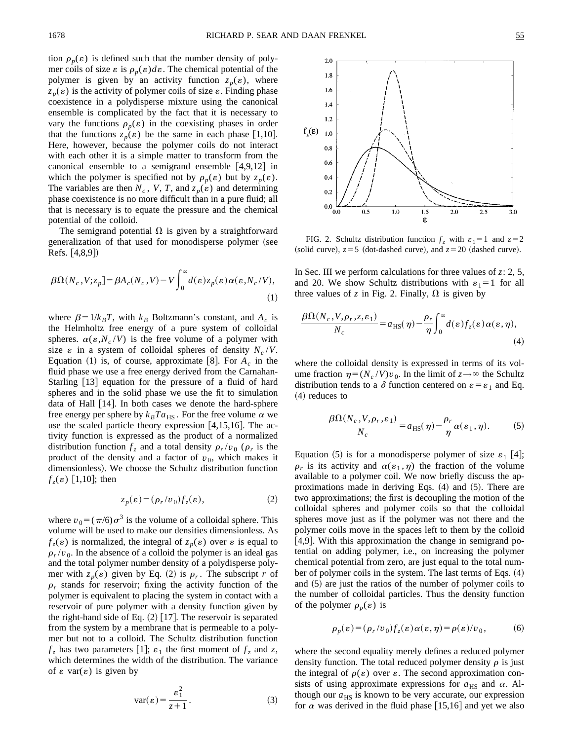tion $\rho_p(\varepsilon)$ is defined such that the number density of polymer coils of size $\varepsilon$ is $\rho_p(\varepsilon)d\varepsilon$. The chemical potential of the polymer is given by an activity function $z_p(\varepsilon)$, where $z_p(\varepsilon)$ is the activity of polymer coils of size $\varepsilon$. Finding phase coexistence in a polydisperse mixture using the canonical ensemble is complicated by the fact that it is necessary to vary the functions $\rho_p(\varepsilon)$ in the coexisting phases in order that the functions $z_p(\varepsilon)$ be the same in each phase [1,10]. Here, however, because the polymer coils do not interact with each other it is a simple matter to transform from the canonical ensemble to a semigrand ensemble [4,9,12] in which the polymer is specified not by $\rho_p(\varepsilon)$ but by $z_p(\varepsilon)$. The variables are then $N_c$, $V$, $T$, and $z_p(\varepsilon)$ and determining phase coexistence is no more difficult than in a pure fluid; all that is necessary is to equate the pressure and the chemical potential of the colloid.

The semigrand potential $\Omega$ is given by a straightforward generalization of that used for monodisperse polymer (see Refs. [4,8,9])

$$\beta\Omega(N_c,V;z_p]=\beta A_c(N_c,V)-V\int_0^\infty d(\varepsilon)z_p(\varepsilon)\alpha(\varepsilon,N_c/V), \tag{1}$$

where $\beta=1/k_BT$, with $k_B$ Boltzmann's constant, and $A_c$ is the Helmholtz free energy of a pure system of colloidal spheres. $\alpha(\varepsilon,N_c/V)$ is the free volume of a polymer with size $\varepsilon$ in a system of colloidal spheres of density $N_c/V$. Equation (1) is, of course, approximate [8]. For $A_c$ in the fluid phase we use a free energy derived from the Carnahan-Starling [13] equation for the pressure of a fluid of hard spheres and in the solid phase we use the fit to simulation data of Hall [14]. In both cases we denote the hard-sphere free energy per sphere by $k_BTa_{\rm HS}$. For the free volume $\alpha$ we use the scaled particle theory expression [4,15,16]. The activity function is expressed as the product of a normalized distribution function $f_z$ and a total density $\rho_r/v_0$ ($\rho_r$ is the product of the density and a factor of $v_0$, which makes it dimensionless). We choose the Schultz distribution function $f_z(\varepsilon)$ [1,10]; then

$$z_p(\varepsilon)=(\rho_r/v_0)f_z(\varepsilon), \tag{2}$$

where $v_0=(\pi/6)\sigma^3$ is the volume of a colloidal sphere. This volume will be used to make our densities dimensionless. As $f_z(\varepsilon)$ is normalized, the integral of $z_p(\varepsilon)$ over $\varepsilon$ is equal to $\rho_r/v_0$. In the absence of a colloid the polymer is an ideal gas and the total polymer number density of a polydisperse polymer with $z_p(\varepsilon)$ given by Eq. (2) is $\rho_r$. The subscript $r$ of $\rho_r$ stands for reservoir; fixing the activity function of the polymer is equivalent to placing the system in contact with a reservoir of pure polymer with a density function given by the right-hand side of Eq. (2) [17]. The reservoir is separated from the system by a membrane that is permeable to a polymer but not to a colloid. The Schultz distribution function $f_z$ has two parameters [1]; $\varepsilon_1$ the first moment of $f_z$ and $z$, which determines the width of the distribution. The variance of $\varepsilon$ var($\varepsilon$) is given by

$$\mathrm{var}(\varepsilon)=\frac{\varepsilon_1^2}{z+1}. \tag{3}$$

FIG. 2. Schultz distribution function $f_z$ with $\varepsilon_1=1$ and $z=2$ (solid curve), $z=5$ (dot-dashed curve), and $z=20$ (dashed curve).

In Sec. III we perform calculations for three values of $z$: 2, 5, and 20. We show Schultz distributions with $\varepsilon_1=1$ for all three values of $z$ in Fig. 2. Finally, $\Omega$ is given by

$$\frac{\beta\Omega(N_c,V,\rho_r,z,\varepsilon_1)}{N_c}=a_{\rm HS}(\eta)-\frac{\rho_r}{\eta}\int_0^\infty d(\varepsilon)f_z(\varepsilon)\alpha(\varepsilon,\eta), \tag{4}$$

where the colloidal density is expressed in terms of its volume fraction $\eta=(N_c/V)v_0$. In the limit of $z\to\infty$ the Schultz distribution tends to a $\delta$ function centered on $\varepsilon=\varepsilon_1$ and Eq. (4) reduces to

$$\frac{\beta\Omega(N_c,V,\rho_r,\varepsilon_1)}{N_c}=a_{\rm HS}(\eta)-\frac{\rho_r}{\eta}\alpha(\varepsilon_1,\eta). \tag{5}$$

Equation (5) is for a monodisperse polymer of size $\varepsilon_1$ [4]; $\rho_r$ is its activity and $\alpha(\varepsilon_1,\eta)$ the fraction of the volume available to a polymer coil. We now briefly discuss the approximations made in deriving Eqs. (4) and (5). There are two approximations; the first is decoupling the motion of the colloidal spheres and polymer coils so that the colloidal spheres move just as if the polymer was not there and the polymer coils move in the spaces left to them by the colloid [4,9]. With this approximation the change in semigrand potential on adding polymer, i.e., on increasing the polymer chemical potential from zero, are just equal to the total number of polymer coils in the system. The last terms of Eqs. (4) and (5) are just the ratios of the number of polymer coils to the number of colloidal particles. Thus the density function of the polymer $\rho_p(\varepsilon)$ is

$$\rho_p(\varepsilon)=(\rho_r/v_0)f_z(\varepsilon)\alpha(\varepsilon,\eta)=\rho(\varepsilon)/v_0, \tag{6}$$

where the second equality merely defines a reduced polymer density function. The total reduced polymer density $\rho$ is just the integral of $\rho(\varepsilon)$ over $\varepsilon$. The second approximation consists of using approximate expressions for $a_{\rm HS}$ and $\alpha$. Although our $a_{\rm HS}$ is known to be very accurate, our expression for $\alpha$ was derived in the fluid phase [15,16] and yet we also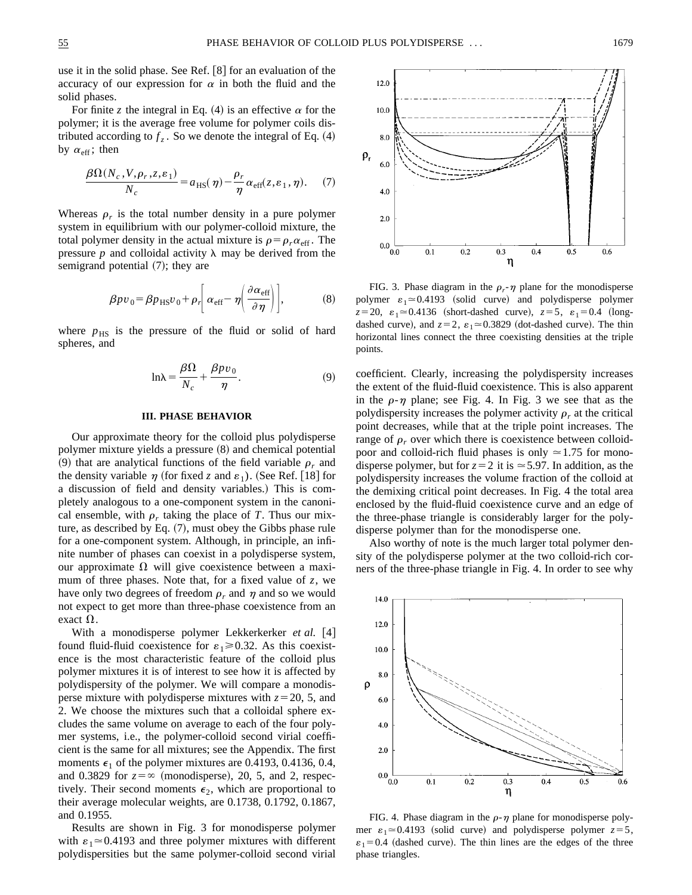use it in the solid phase. See Ref. [8] for an evaluation of the accuracy of our expression for $\alpha$ in both the fluid and the solid phases.

For finite $z$ the integral in Eq. (4) is an effective $\alpha$ for the polymer; it is the average free volume for polymer coils distributed according to $f_z$. So we denote the integral of Eq. (4) by $\alpha_{\rm eff}$; then

$$\frac{\beta\Omega(N_c,V,\rho_r,z,\varepsilon_1)}{N_c}=a_{\rm HS}(\eta)-\frac{\rho_r}{\eta}\alpha_{\rm eff}(z,\varepsilon_1,\eta). \quad (7)$$

Whereas $\rho_r$ is the total number density in a pure polymer system in equilibrium with our polymer-colloid mixture, the total polymer density in the actual mixture is $\rho=\rho_r\alpha_{\rm eff}$. The pressure $p$ and colloidal activity $\lambda$ may be derived from the semigrand potential (7); they are

$$\beta p v_0=\beta p_{\rm HS}v_0+\rho_r\left[\alpha_{\rm eff}-\eta\left(\frac{\partial\alpha_{\rm eff}}{\partial\eta}\right)\right], \quad (8)$$

where $p_{\rm HS}$ is the pressure of the fluid or solid of hard spheres, and

$$\ln\lambda=\frac{\beta\Omega}{N_c}+\frac{\beta p v_0}{\eta}. \quad (9)$$

### III. PHASE BEHAVIOR

Our approximate theory for the colloid plus polydisperse polymer mixture yields a pressure (8) and chemical potential (9) that are analytical functions of the field variable $\rho_r$ and the density variable $\eta$ (for fixed $z$ and $\varepsilon_1$). (See Ref. [18] for a discussion of field and density variables.) This is completely analogous to a one-component system in the canonical ensemble, with $\rho_r$ taking the place of $T$. Thus our mixture, as described by Eq. (7), must obey the Gibbs phase rule for a one-component system. Although, in principle, an infinite number of phases can coexist in a polydisperse system, our approximate $\Omega$ will give coexistence between a maximum of three phases. Note that, for a fixed value of $z$, we have only two degrees of freedom $\rho_r$ and $\eta$ and so we would not expect to get more than three-phase coexistence from an exact $\Omega$.

With a monodisperse polymer Lekkerkerker *et al.* [4] found fluid-fluid coexistence for $\varepsilon_1\geqslant 0.32$. As this coexistence is the most characteristic feature of the colloid plus polymer mixtures it is of interest to see how it is affected by polydispersity of the polymer. We will compare a monodisperse mixture with polydisperse mixtures with $z=20$, 5, and 2. We choose the mixtures such that a colloidal sphere excludes the same volume on average to each of the four polymer systems, i.e., the polymer-colloid second virial coefficient is the same for all mixtures; see the Appendix. The first moments $\epsilon_1$ of the polymer mixtures are 0.4193, 0.4136, 0.4, and 0.3829 for $z=\infty$ (monodisperse), 20, 5, and 2, respectively. Their second moments $\epsilon_2$, which are proportional to their average molecular weights, are 0.1738, 0.1792, 0.1867, and 0.1955.

Results are shown in Fig. 3 for monodisperse polymer with $\varepsilon_1\simeq 0.4193$ and three polymer mixtures with different polydispersities but the same polymer-colloid second virial coefficient. Clearly, increasing the polydispersity increases the extent of the fluid-fluid coexistence. This is also apparent in the $\rho$-$\eta$ plane; see Fig. 4. In Fig. 3 we see that as the polydispersity increases the polymer activity $\rho_r$ at the critical point decreases, while that at the triple point increases. The range of $\rho_r$ over which there is coexistence between colloid-poor and colloid-rich fluid phases is only $\simeq 1.75$ for monodisperse polymer, but for $z=2$ it is $\simeq 5.97$. In addition, as the polydispersity increases the volume fraction of the colloid at the demixing critical point decreases. In Fig. 4 the total area enclosed by the fluid-fluid coexistence curve and an edge of the three-phase triangle is considerably larger for the polydisperse polymer than for the monodisperse one.

Also worthy of note is the much larger total polymer density of the polydisperse polymer at the two colloid-rich corners of the three-phase triangle in Fig. 4. In order to see why

FIG. 3. Phase diagram in the $\rho_r$-$\eta$ plane for the monodisperse polymer $\varepsilon_1\simeq 0.4193$ (solid curve) and polydisperse polymer $z=20$, $\varepsilon_1\simeq 0.4136$ (short-dashed curve), $z=5$, $\varepsilon_1=0.4$ (long-dashed curve), and $z=2$, $\varepsilon_1\simeq 0.3829$ (dot-dashed curve). The thin horizontal lines connect the three coexisting densities at the triple points.

FIG. 4. Phase diagram in the $\rho$-$\eta$ plane for monodisperse polymer $\varepsilon_1\simeq 0.4193$ (solid curve) and polydisperse polymer $z=5$, $\varepsilon_1=0.4$ (dashed curve). The thin lines are the edges of the three phase triangles.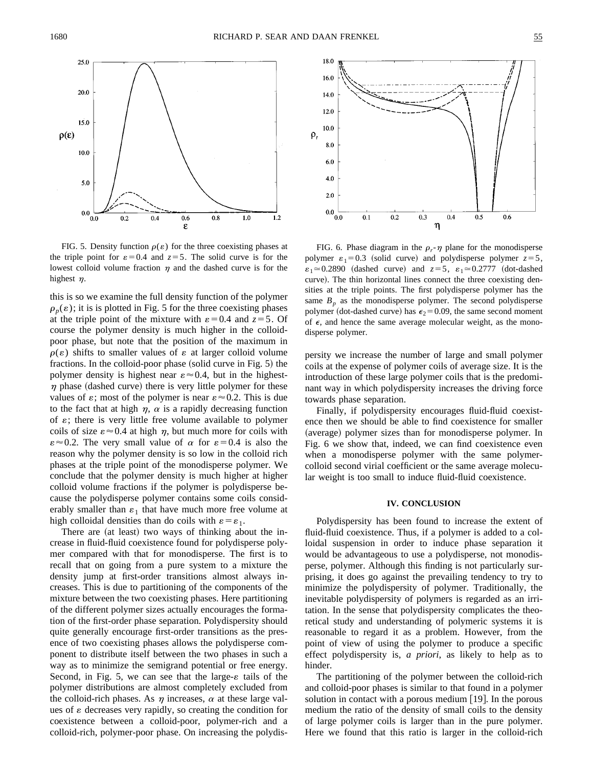FIG. 5. Density function $\rho(\varepsilon)$ for the three coexisting phases at the triple point for $\varepsilon=0.4$ and $z=5$. The solid curve is for the lowest colloid volume fraction $\eta$ and the dashed curve is for the highest $\eta$.

this is so we examine the full density function of the polymer $\rho_p(\varepsilon)$; it is is plotted in Fig. 5 for the three coexisting phases at the triple point of the mixture with $\varepsilon=0.4$ and $z=5$. Of course the polymer density is much higher in the colloid-poor phase, but note that the position of the maximum in $\rho(\varepsilon)$ shifts to smaller values of $\varepsilon$ at larger colloid volume fractions. In the colloid-poor phase (solid curve in Fig. 5) the polymer density is highest near $\varepsilon\approx0.4$, but in the highest-$\eta$ phase (dashed curve) there is very little polymer for these values of $\varepsilon$; most of the polymer is near $\varepsilon\approx0.2$. This is due to the fact that at high $\eta$, $\alpha$ is a rapidly decreasing function of $\varepsilon$; there is very little free volume available to polymer coils of size $\varepsilon\approx0.4$ at high $\eta$, but much more for coils with $\varepsilon\approx0.2$. The very small value of $\alpha$ for $\varepsilon=0.4$ is also the reason why the polymer density is so low in the colloid rich phases at the triple point of the monodisperse polymer. We conclude that the polymer density is much higher at higher colloid volume fractions if the polymer is polydisperse because the polydisperse polymer contains some coils considerably smaller than $\varepsilon_1$ that have much more free volume at high colloidal densities than do coils with $\varepsilon=\varepsilon_1$.

There are (at least) two ways of thinking about the increase in fluid-fluid coexistence found for polydisperse polymer compared with that for monodisperse. The first is to recall that on going from a pure system to a mixture the density jump at first-order transitions almost always increases. This is due to partitioning of the components of the mixture between the two coexisting phases. Here partitioning of the different polymer sizes actually encourages the formation of the first-order phase separation. Polydispersity should quite generally encourage first-order transitions as the presence of two coexisting phases allows the polydisperse component to distribute itself between the two phases in such a way as to minimize the semigrand potential or free energy. Second, in Fig. 5, we can see that the large-$\varepsilon$ tails of the polymer distributions are almost completely excluded from the colloid-rich phases. As $\eta$ increases, $\alpha$ at these large values of $\varepsilon$ decreases very rapidly, so creating the condition for coexistence between a colloid-poor, polymer-rich and a colloid-rich, polymer-poor phase. On increasing the polydispersity we increase the number of large and small polymer coils at the expense of polymer coils of average size. It is the introduction of these large polymer coils that is the predominant way in which polydispersity increases the driving force towards phase separation.

Finally, if polydispersity encourages fluid-fluid coexistence then we should be able to find coexistence for smaller (average) polymer sizes than for monodisperse polymer. In Fig. 6 we show that, indeed, we can find coexistence even when a monodisperse polymer with the same polymer-colloid second virial coefficient or the same average molecular weight is too small to induce fluid-fluid coexistence.

FIG. 6. Phase diagram in the $\rho_r$-$\eta$ plane for the monodisperse polymer $\varepsilon_1=0.3$ (solid curve) and polydisperse polymer $z=5$, $\varepsilon_1\simeq0.2890$ (dashed curve) and $z=5$, $\varepsilon_1\simeq0.2777$ (dot-dashed curve). The thin horizontal lines connect the three coexisting densities at the triple points. The first polydisperse polymer has the same $B_p$ as the monodisperse polymer. The second polydisperse polymer (dot-dashed curve) has $\epsilon_2=0.09$, the same second moment of $\epsilon$, and hence the same average molecular weight, as the monodisperse polymer.

## IV. CONCLUSION

Polydispersity has been found to increase the extent of fluid-fluid coexistence. Thus, if a polymer is added to a colloidal suspension in order to induce phase separation it would be advantageous to use a polydisperse, not monodisperse, polymer. Although this finding is not particularly surprising, it does go against the prevailing tendency to try to minimize the polydispersity of polymer. Traditionally, the inevitable polydispersity of polymers is regarded as an irritation. In the sense that polydispersity complicates the theoretical study and understanding of polymeric systems it is reasonable to regard it as a problem. However, from the point of view of using the polymer to produce a specific effect polydispersity is, *a priori*, as likely to help as to hinder.

The partitioning of the polymer between the colloid-rich and colloid-poor phases is similar to that found in a polymer solution in contact with a porous medium [19]. In the porous medium the ratio of the density of small coils to the density of large polymer coils is larger than in the pure polymer. Here we found that this ratio is larger in the colloid-rich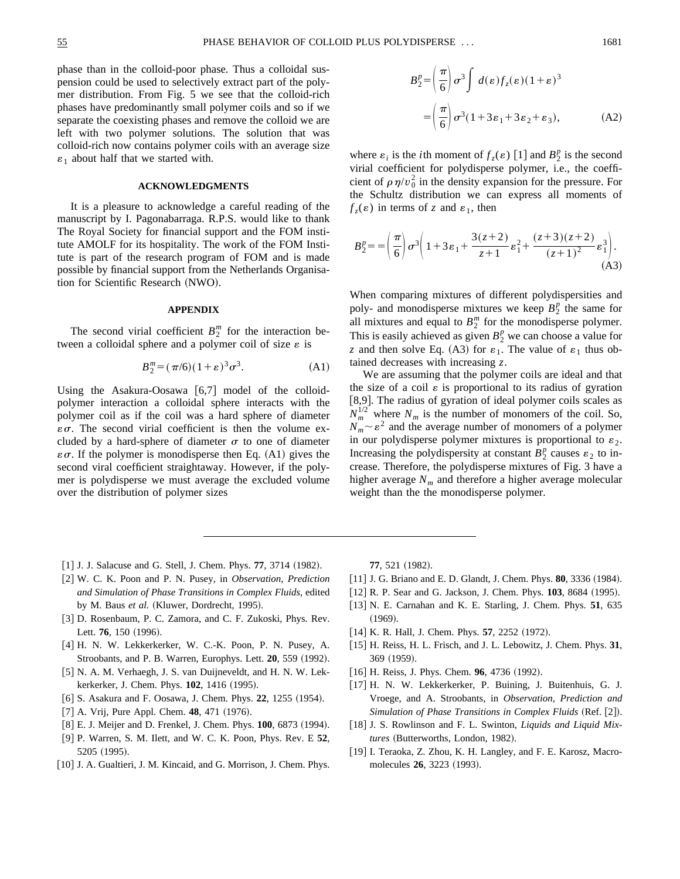phase than in the colloid-poor phase. Thus a colloidal suspension could be used to selectively extract part of the polymer distribution. From Fig. 5 we see that the colloid-rich phases have predominantly small polymer coils and so if we separate the coexisting phases and remove the colloid we are left with two polymer solutions. The solution that was colloid-rich now contains polymer coils with an average size $\varepsilon_1$ about half that we started with.

## ACKNOWLEDGMENTS

It is a pleasure to acknowledge a careful reading of the manuscript by I. Pagonabarraga. R.P.S. would like to thank The Royal Society for financial support and the FOM institute AMOLF for its hospitality. The work of the FOM Institute is part of the research program of FOM and is made possible by financial support from the Netherlands Organisation for Scientific Research (NWO).

## APPENDIX

The second virial coefficient $B_2^m$ for the interaction between a colloidal sphere and a polymer coil of size $\varepsilon$ is

$$B_2^m = (\pi/6)(1+\varepsilon)^3\sigma^3. \tag{A1}$$

Using the Asakura-Oosawa [6,7] model of the colloid-polymer interaction a colloidal sphere interacts with the polymer coil as if the coil was a hard sphere of diameter $\varepsilon\sigma$. The second virial coefficient is then the volume excluded by a hard-sphere of diameter $\sigma$ to one of diameter $\varepsilon\sigma$. If the polymer is monodisperse then Eq. (A1) gives the second viral coefficient straightaway. However, if the polymer is polydisperse we must average the excluded volume over the distribution of polymer sizes

$$\begin{aligned} B_2^p &= \left(\frac{\pi}{6}\right)\sigma^3 \int d(\varepsilon) f_z(\varepsilon)(1+\varepsilon)^3 \\ &= \left(\frac{\pi}{6}\right)\sigma^3(1+3\varepsilon_1+3\varepsilon_2+\varepsilon_3), \end{aligned} \tag{A2}$$

where $\varepsilon_i$ is the $i$th moment of $f_z(\varepsilon)$ [1] and $B_2^p$ is the second virial coefficient for polydisperse polymer, i.e., the coefficient of $\rho\eta/v_0^2$ in the density expansion for the pressure. For the Schultz distribution we can express all moments of $f_z(\varepsilon)$ in terms of $z$ and $\varepsilon_1$, then

$$B_2^p = = \left(\frac{\pi}{6}\right)\sigma^3\left(1+3\varepsilon_1+\frac{3(z+2)}{z+1}\varepsilon_1^2+\frac{(z+3)(z+2)}{(z+1)^2}\varepsilon_1^3\right). \tag{A3}$$

When comparing mixtures of different polydispersities and poly- and monodisperse mixtures we keep $B_2^p$ the same for all mixtures and equal to $B_2^m$ for the monodisperse polymer. This is easily achieved as given $B_2^p$ we can choose a value for $z$ and then solve Eq. (A3) for $\varepsilon_1$. The value of $\varepsilon_1$ thus obtained decreases with increasing $z$.

We are assuming that the polymer coils are ideal and that the size of a coil $\varepsilon$ is proportional to its radius of gyration [8,9]. The radius of gyration of ideal polymer coils scales as $N_m^{1/2}$ where $N_m$ is the number of monomers of the coil. So, $N_m \sim \varepsilon^2$ and the average number of monomers of a polymer in our polydisperse polymer mixtures is proportional to $\varepsilon_2$. Increasing the polydispersity at constant $B_2^p$ causes $\varepsilon_2$ to increase. Therefore, the polydisperse mixtures of Fig. 3 have a higher average $N_m$ and therefore a higher average molecular weight than the the monodisperse polymer.

---

[1] J. J. Salacuse and G. Stell, J. Chem. Phys. **77**, 3714 (1982).

[2] W. C. K. Poon and P. N. Pusey, in *Observation, Prediction and Simulation of Phase Transitions in Complex Fluids*, edited by M. Baus *et al.* (Kluwer, Dordrecht, 1995).

[3] D. Rosenbaum, P. C. Zamora, and C. F. Zukoski, Phys. Rev. Lett. **76**, 150 (1996).

[4] H. N. W. Lekkerkerker, W. C.-K. Poon, P. N. Pusey, A. Stroobants, and P. B. Warren, Europhys. Lett. **20**, 559 (1992).

[5] N. A. M. Verhaegh, J. S. van Duijneveldt, and H. N. W. Lekkerkerker, J. Chem. Phys. **102**, 1416 (1995).

[6] S. Asakura and F. Oosawa, J. Chem. Phys. **22**, 1255 (1954).

[7] A. Vrij, Pure Appl. Chem. **48**, 471 (1976).

[8] E. J. Meijer and D. Frenkel, J. Chem. Phys. **100**, 6873 (1994).

[9] P. Warren, S. M. Ilett, and W. C. K. Poon, Phys. Rev. E **52**, 5205 (1995).

[10] J. A. Gualtieri, J. M. Kincaid, and G. Morrison, J. Chem. Phys. **77**, 521 (1982).

[11] J. G. Briano and E. D. Glandt, J. Chem. Phys. **80**, 3336 (1984).

[12] R. P. Sear and G. Jackson, J. Chem. Phys. **103**, 8684 (1995).

[13] N. E. Carnahan and K. E. Starling, J. Chem. Phys. **51**, 635 (1969).

[14] K. R. Hall, J. Chem. Phys. **57**, 2252 (1972).

[15] H. Reiss, H. L. Frisch, and J. L. Lebowitz, J. Chem. Phys. **31**, 369 (1959).

[16] H. Reiss, J. Phys. Chem. **96**, 4736 (1992).

[17] H. N. W. Lekkerkerker, P. Buining, J. Buitenhuis, G. J. Vroege, and A. Stroobants, in *Observation, Prediction and Simulation of Phase Transitions in Complex Fluids* (Ref. [2]).

[18] J. S. Rowlinson and F. L. Swinton, *Liquids and Liquid Mixtures* (Butterworths, London, 1982).

[19] I. Teraoka, Z. Zhou, K. H. Langley, and F. E. Karosz, Macromolecules **26**, 3223 (1993).